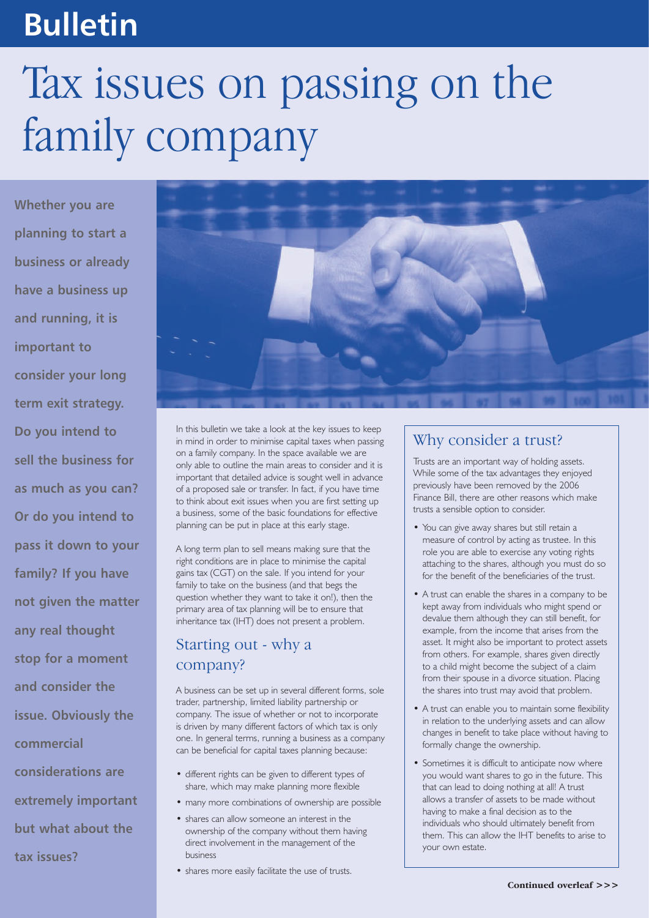# Bulletin

# Tax issues on passing on the family company

**Whether you are planning to start a business or already have a business up and running, it is important to consider your long term exit strategy. Do you intend to sell the business for as much as you can? Or do you intend to pass it down to your family? If you have not given the matter any real thought stop for a moment and consider the issue. Obviously the commercial considerations are extremely important but what about the tax issues?**

In this bulletin we take a look at the key issues to keep in mind in order to minimise capital taxes when passing on a family company. In the space available we are only able to outline the main areas to consider and it is important that detailed advice is sought well in advance of a proposed sale or transfer. In fact, if you have time to think about exit issues when you are first setting up a business, some of the basic foundations for effective planning can be put in place at this early stage.

A long term plan to sell means making sure that the right conditions are in place to minimise the capital gains tax (CGT) on the sale. If you intend for your family to take on the business (and that begs the question whether they want to take it on!), then the primary area of tax planning will be to ensure that inheritance tax (IHT) does not present a problem.

## Starting out - why a company?

A business can be set up in several different forms, sole trader, partnership, limited liability partnership or company. The issue of whether or not to incorporate is driven by many different factors of which tax is only one. In general terms, running a business as a company can be beneficial for capital taxes planning because:

- different rights can be given to different types of share, which may make planning more flexible
- many more combinations of ownership are possible
- shares can allow someone an interest in the ownership of the company without them having direct involvement in the management of the business
- shares more easily facilitate the use of trusts.

## Why consider a trust?

Trusts are an important way of holding assets. While some of the tax advantages they enjoyed previously have been removed by the 2006 Finance Bill, there are other reasons which make trusts a sensible option to consider.

- You can give away shares but still retain a measure of control by acting as trustee. In this role you are able to exercise any voting rights attaching to the shares, although you must do so for the benefit of the beneficiaries of the trust.
- A trust can enable the shares in a company to be kept away from individuals who might spend or devalue them although they can still benefit, for example, from the income that arises from the asset. It might also be important to protect assets from others. For example, shares given directly to a child might become the subject of a claim from their spouse in a divorce situation. Placing the shares into trust may avoid that problem.
- A trust can enable you to maintain some flexibility in relation to the underlying assets and can allow changes in benefit to take place without having to formally change the ownership.
- Sometimes it is difficult to anticipate now where you would want shares to go in the future. This that can lead to doing nothing at all! A trust allows a transfer of assets to be made without having to make a final decision as to the individuals who should ultimately benefit from them. This can allow the IHT benefits to arise to your own estate.

**Continued overleaf >>>**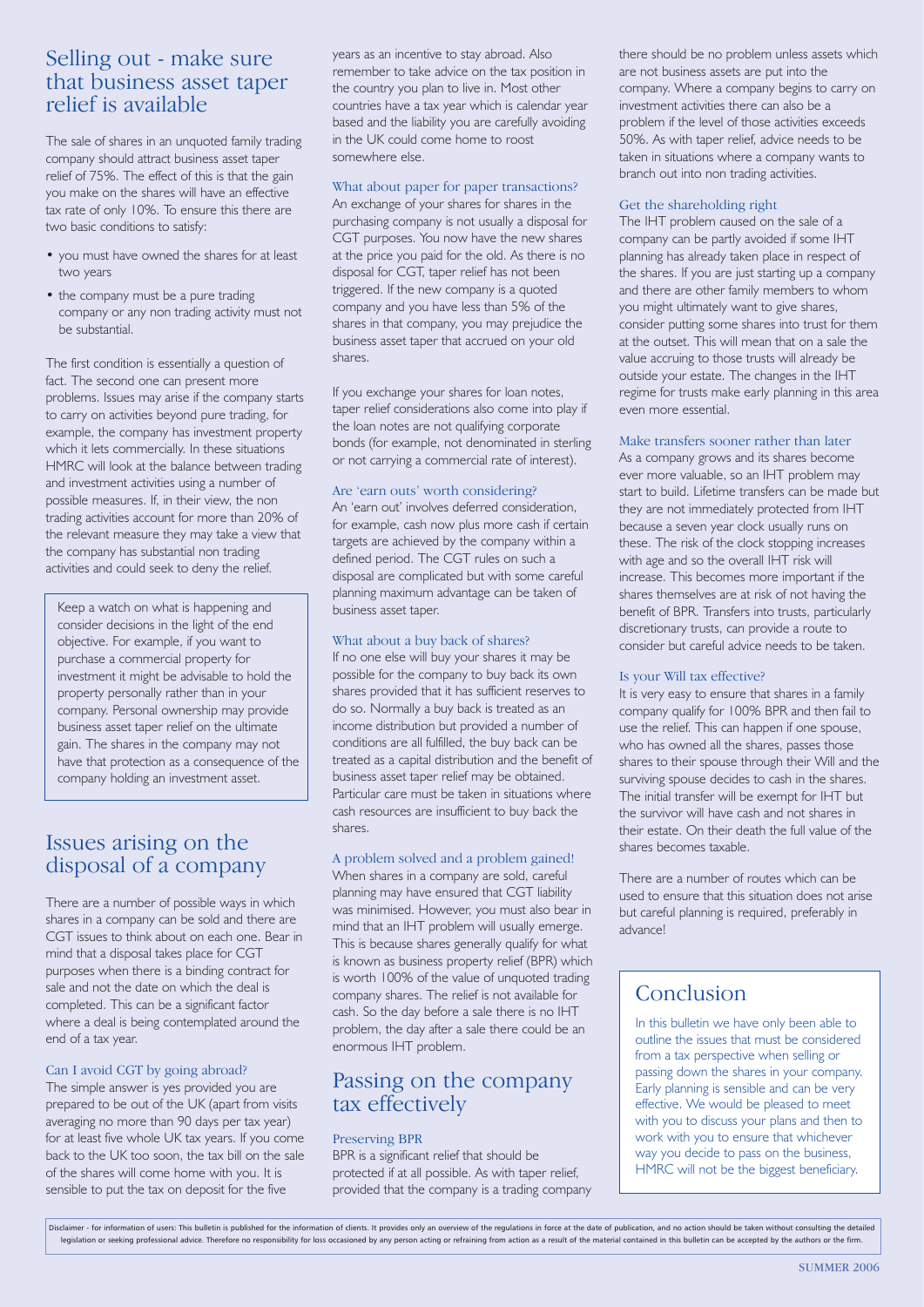## Selling out - make sure that business asset taper relief is available

The sale of shares in an unquoted family trading company should attract business asset taper relief of 75%. The effect of this is that the gain you make on the shares will have an effective tax rate of only 10%. To ensure this there are two basic conditions to satisfy:

- you must have owned the shares for at least two years
- the company must be a pure trading company or any non trading activity must not be substantial.

The first condition is essentially a question of fact. The second one can present more problems. Issues may arise if the company starts to carry on activities beyond pure trading, for example, the company has investment property which it lets commercially. In these situations HMRC will look at the balance between trading and investment activities using a number of possible measures. If, in their view, the non trading activities account for more than 20% of the relevant measure they may take a view that the company has substantial non trading activities and could seek to deny the relief.

Keep a watch on what is happening and consider decisions in the light of the end objective. For example, if you want to purchase a commercial property for investment it might be advisable to hold the property personally rather than in your company. Personal ownership may provide business asset taper relief on the ultimate gain. The shares in the company may not have that protection as a consequence of the company holding an investment asset.

## Issues arising on the disposal of a company

There are a number of possible ways in which shares in a company can be sold and there are CGT issues to think about on each one. Bear in mind that a disposal takes place for CGT purposes when there is a binding contract for sale and not the date on which the deal is completed. This can be a significant factor where a deal is being contemplated around the end of a tax year.

### Can I avoid CGT by going abroad?

The simple answer is yes provided you are prepared to be out of the UK (apart from visits averaging no more than 90 days per tax year) for at least five whole UK tax years. If you come back to the UK too soon, the tax bill on the sale of the shares will come home with you. It is sensible to put the tax on deposit for the five years as an incentive to stay abroad. Also remember to take advice on the tax position in the country you plan to live in. Most other countries have a tax year which is calendar year based and the liability you are carefully avoiding in the UK could come home to roost somewhere else.

### What about paper for paper transactions?

An exchange of your shares for shares in the purchasing company is not usually a disposal for CGT purposes. You now have the new shares at the price you paid for the old. As there is no disposal for CGT, taper relief has not been triggered. If the new company is a quoted company and you have less than 5% of the shares in that company, you may prejudice the business asset taper that accrued on your old shares.

If you exchange your shares for loan notes, taper relief considerations also come into play if the loan notes are not qualifying corporate bonds (for example, not denominated in sterling or not carrying a commercial rate of interest).

### Are 'earn outs' worth considering?

An 'earn out' involves deferred consideration, for example, cash now plus more cash if certain targets are achieved by the company within a defined period. The CGT rules on such a disposal are complicated but with some careful planning maximum advantage can be taken of business asset taper.

### What about a buy back of shares?

If no one else will buy your shares it may be possible for the company to buy back its own shares provided that it has sufficient reserves to do so. Normally a buy back is treated as an income distribution but provided a number of conditions are all fulfilled, the buy back can be treated as a capital distribution and the benefit of business asset taper relief may be obtained. Particular care must be taken in situations where cash resources are insufficient to buy back the shares.

### A problem solved and a problem gained!

When shares in a company are sold, careful planning may have ensured that CGT liability was minimised. However, you must also bear in mind that an IHT problem will usually emerge. This is because shares generally qualify for what is known as business property relief (BPR) which is worth 100% of the value of unquoted trading company shares. The relief is not available for cash. So the day before a sale there is no IHT problem, the day after a sale there could be an enormous IHT problem.

## Passing on the company tax effectively

### Preserving BPR

BPR is a significant relief that should be protected if at all possible. As with taper relief, provided that the company is a trading company there should be no problem unless assets which are not business assets are put into the company. Where a company begins to carry on investment activities there can also be a problem if the level of those activities exceeds 50%. As with taper relief, advice needs to be taken in situations where a company wants to branch out into non trading activities.

### Get the shareholding right

The IHT problem caused on the sale of a company can be partly avoided if some IHT planning has already taken place in respect of the shares. If you are just starting up a company and there are other family members to whom you might ultimately want to give shares, consider putting some shares into trust for them at the outset. This will mean that on a sale the value accruing to those trusts will already be outside your estate. The changes in the IHT regime for trusts make early planning in this area even more essential.

### Make transfers sooner rather than later

As a company grows and its shares become ever more valuable, so an IHT problem may start to build. Lifetime transfers can be made but they are not immediately protected from IHT because a seven year clock usually runs on these. The risk of the clock stopping increases with age and so the overall IHT risk will increase. This becomes more important if the shares themselves are at risk of not having the benefit of BPR. Transfers into trusts, particularly discretionary trusts, can provide a route to consider but careful advice needs to be taken.

### Is your Will tax effective?

It is very easy to ensure that shares in a family company qualify for 100% BPR and then fail to use the relief. This can happen if one spouse, who has owned all the shares, passes those shares to their spouse through their Will and the surviving spouse decides to cash in the shares. The initial transfer will be exempt for IHT but the survivor will have cash and not shares in their estate. On their death the full value of the shares becomes taxable.

There are a number of routes which can be used to ensure that this situation does not arise but careful planning is required, preferably in advance!

## Conclusion

In this bulletin we have only been able to outline the issues that must be considered from a tax perspective when selling or passing down the shares in your company. Early planning is sensible and can be very effective. We would be pleased to meet with you to discuss your plans and then to work with you to ensure that whichever way you decide to pass on the business, HMRC will not be the biggest beneficiary.

Disclaimer - for information of users: This bulletin is published for the information of clients. It provides only an overview of the regulations in force at the date of publication, and no action should be taken without consulting the detailed legislation or seeking professional advice. Therefore no responsibility for loss occasioned by any person acting or refraining from action as a result of the material contained in this bulletin can be accepted by the authors or the firm.

SUMMER 2006